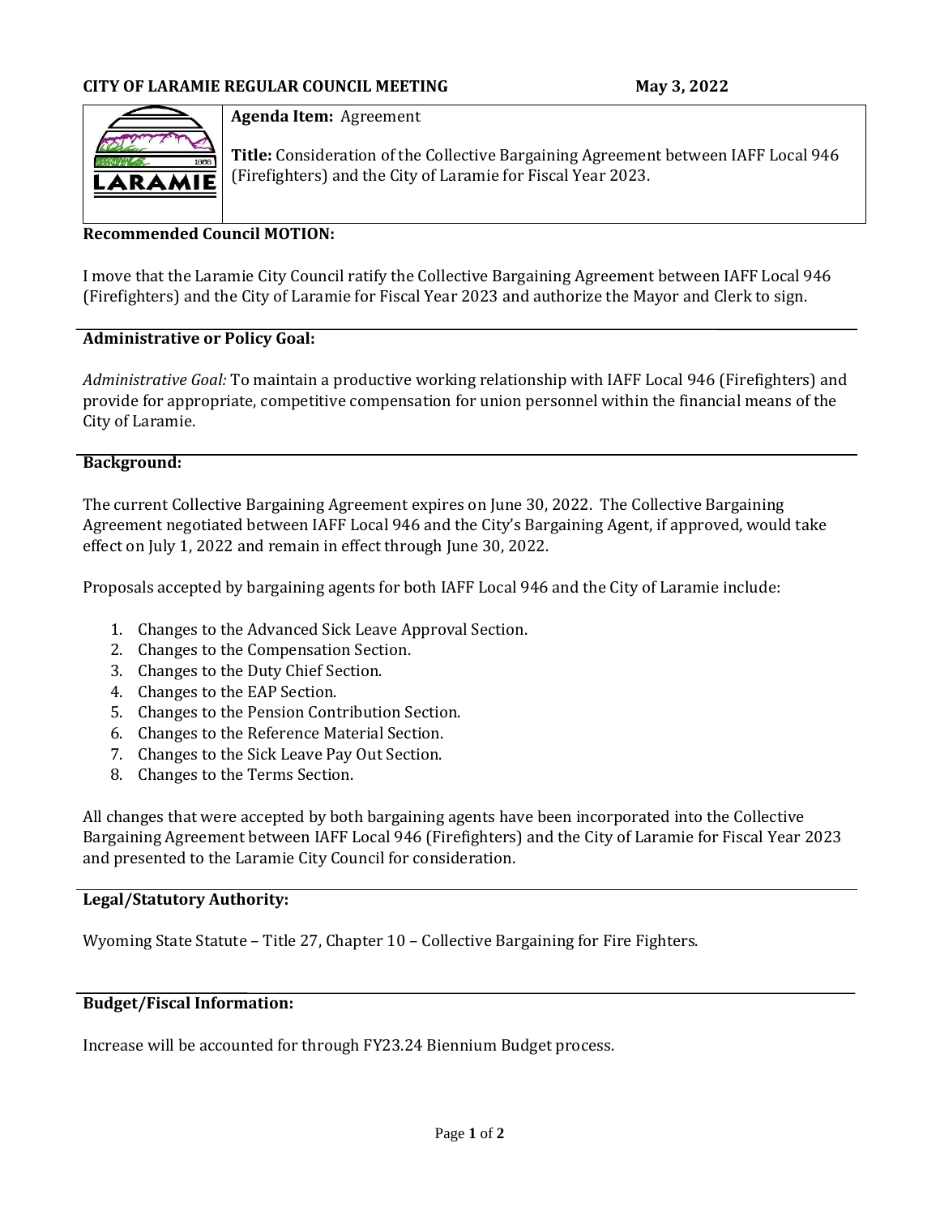**CITY OF LARAMIE REGULAR COUNCIL MEETING** **May 3, 2022**

**Agenda Item:** Agreement

**Title:** Consideration of the Collective Bargaining Agreement between IAFF Local 946 (Firefighters) and the City of Laramie for Fiscal Year 2023.

**Recommended Council MOTION:**

I move that the Laramie City Council ratify the Collective Bargaining Agreement between IAFF Local 946 (Firefighters) and the City of Laramie for Fiscal Year 2023 and authorize the Mayor and Clerk to sign.

**Administrative or Policy Goal:**

*Administrative Goal:* To maintain a productive working relationship with IAFF Local 946 (Firefighters) and provide for appropriate, competitive compensation for union personnel within the financial means of the City of Laramie.

**Background:**

The current Collective Bargaining Agreement expires on June 30, 2022. The Collective Bargaining Agreement negotiated between IAFF Local 946 and the City's Bargaining Agent, if approved, would take effect on July 1, 2022 and remain in effect through June 30, 2022.

Proposals accepted by bargaining agents for both IAFF Local 946 and the City of Laramie include:

1. Changes to the Advanced Sick Leave Approval Section.
2. Changes to the Compensation Section.
3. Changes to the Duty Chief Section.
4. Changes to the EAP Section.
5. Changes to the Pension Contribution Section.
6. Changes to the Reference Material Section.
7. Changes to the Sick Leave Pay Out Section.
8. Changes to the Terms Section.

All changes that were accepted by both bargaining agents have been incorporated into the Collective Bargaining Agreement between IAFF Local 946 (Firefighters) and the City of Laramie for Fiscal Year 2023 and presented to the Laramie City Council for consideration.

**Legal/Statutory Authority:**

Wyoming State Statute – Title 27, Chapter 10 – Collective Bargaining for Fire Fighters.

**Budget/Fiscal Information:**

Increase will be accounted for through FY23.24 Biennium Budget process.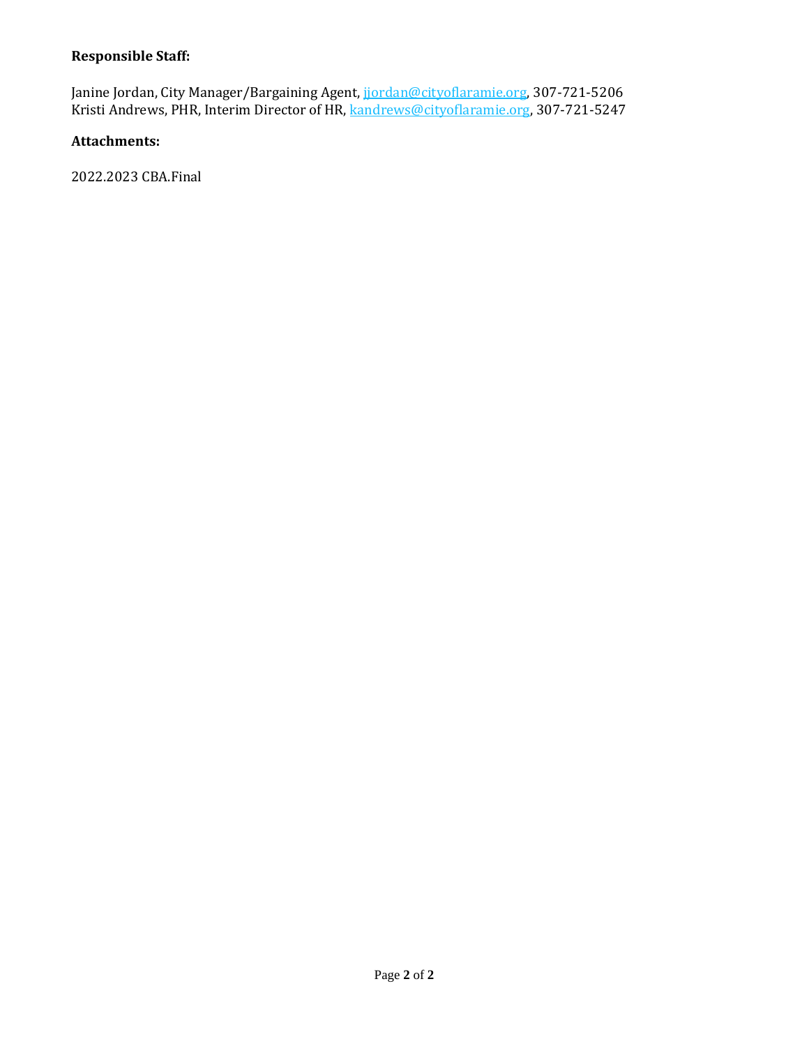**Responsible Staff:**

Janine Jordan, City Manager/Bargaining Agent, jjordan@cityoflaramie.org, 307-721-5206
Kristi Andrews, PHR, Interim Director of HR, kandrews@cityoflaramie.org, 307-721-5247

**Attachments:**

2022.2023 CBA.Final